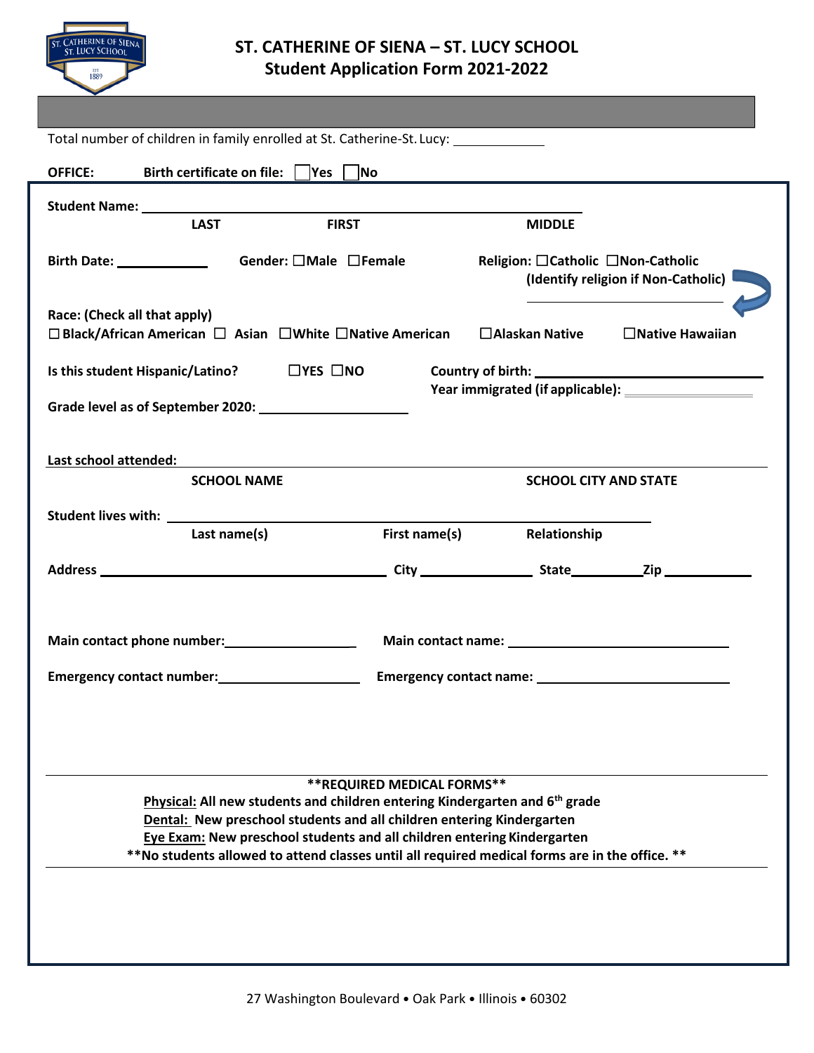# ST. CATHERINE OF SIENA – ST. LUCY SCHOOL
## Student Application Form 2021-2022

Total number of children in family enrolled at St. Catherine-St. Lucy: ____________

**OFFICE:** **Birth certificate on file:** ☐ **Yes** ☐ **No**

**Student Name:** ______________________________________________
**LAST** **FIRST** **MIDDLE**

**Birth Date:** ____________ **Gender:** ☐**Male** ☐**Female** **Religion:** ☐**Catholic** ☐**Non-Catholic**
**(Identify religion if Non-Catholic)** ____________________

**Race: (Check all that apply)**
☐ **Black/African American** ☐ **Asian** ☐**White** ☐**Native American** ☐**Alaskan Native** ☐**Native Hawaiian**

**Is this student Hispanic/Latino?** ☐**YES** ☐**NO**

**Country of birth:** ____________________
**Year immigrated (if applicable):** ____________________

**Grade level as of September 2020:** ____________________

**Last school attended:** ______________________________________________
**SCHOOL NAME** **SCHOOL CITY AND STATE**

**Student lives with:** ______________________________________________
**Last name(s)** **First name(s)** **Relationship**

**Address** ______________________ **City** ____________ **State** ________ **Zip** ____________

**Main contact phone number:** ________________ **Main contact name:** ________________________

**Emergency contact number:** ________________ **Emergency contact name:** ________________________

**\*\*REQUIRED MEDICAL FORMS\*\***

**Physical:** **All new students and children entering Kindergarten and 6th grade**
**Dental:** **New preschool students and all children entering Kindergarten**
**Eye Exam:** **New preschool students and all children entering Kindergarten**
**\*\*No students allowed to attend classes until all required medical forms are in the office. \*\***

27 Washington Boulevard • Oak Park • Illinois • 60302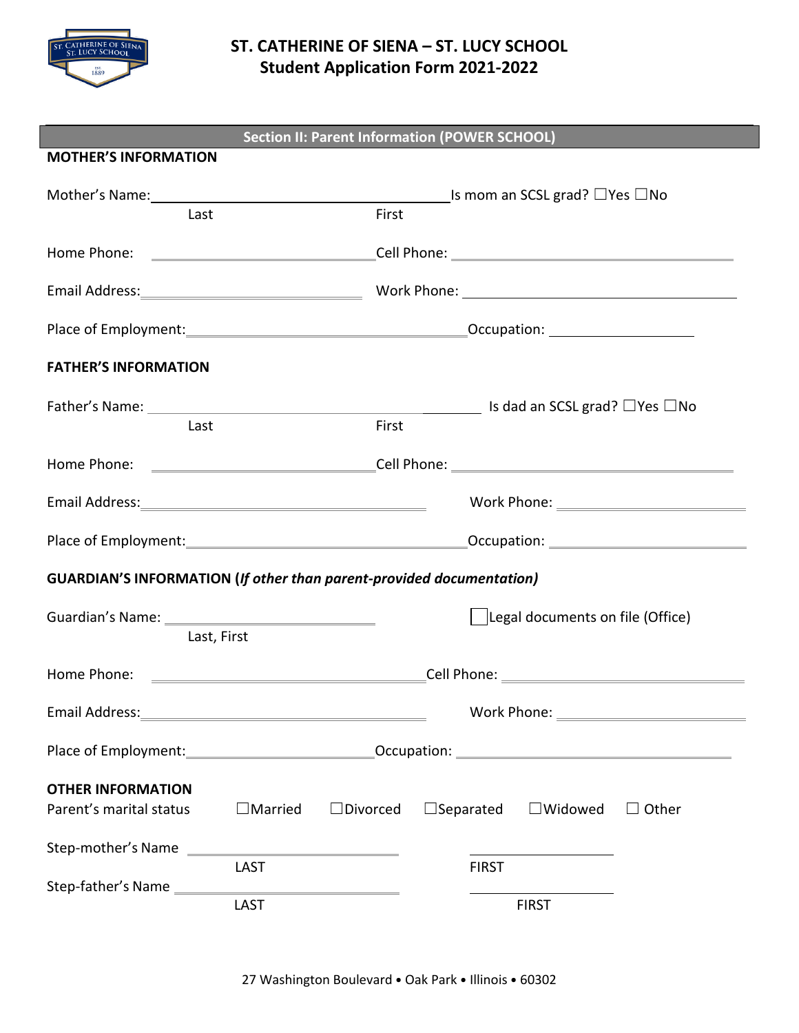# ST. CATHERINE OF SIENA – ST. LUCY SCHOOL
## Student Application Form 2021-2022

## Section II: Parent Information (POWER SCHOOL)

**MOTHER'S INFORMATION**

Mother's Name: ______________________________ Is mom an SCSL grad? ☐Yes ☐No
Last First

Home Phone: ______________________________ Cell Phone: ______________________________

Email Address: ______________________________ Work Phone: ______________________________

Place of Employment: ______________________________ Occupation: ______________________________

**FATHER'S INFORMATION**

Father's Name: ______________________________ Is dad an SCSL grad? ☐Yes ☐No
Last First

Home Phone: ______________________________ Cell Phone: ______________________________

Email Address: ______________________________ Work Phone: ______________________________

Place of Employment: ______________________________ Occupation: ______________________________

**GUARDIAN'S INFORMATION (*If other than parent-provided documentation)***

Guardian's Name: ______________________________ ☐ Legal documents on file (Office)
Last, First

Home Phone: ______________________________ Cell Phone: ______________________________

Email Address: ______________________________ Work Phone: ______________________________

Place of Employment: ______________________________ Occupation: ______________________________

**OTHER INFORMATION**

Parent's marital status ☐Married ☐Divorced ☐Separated ☐Widowed ☐ Other

Step-mother's Name ______________________________ ______________________________
LAST FIRST

Step-father's Name ______________________________ ______________________________
LAST FIRST

27 Washington Boulevard • Oak Park • Illinois • 60302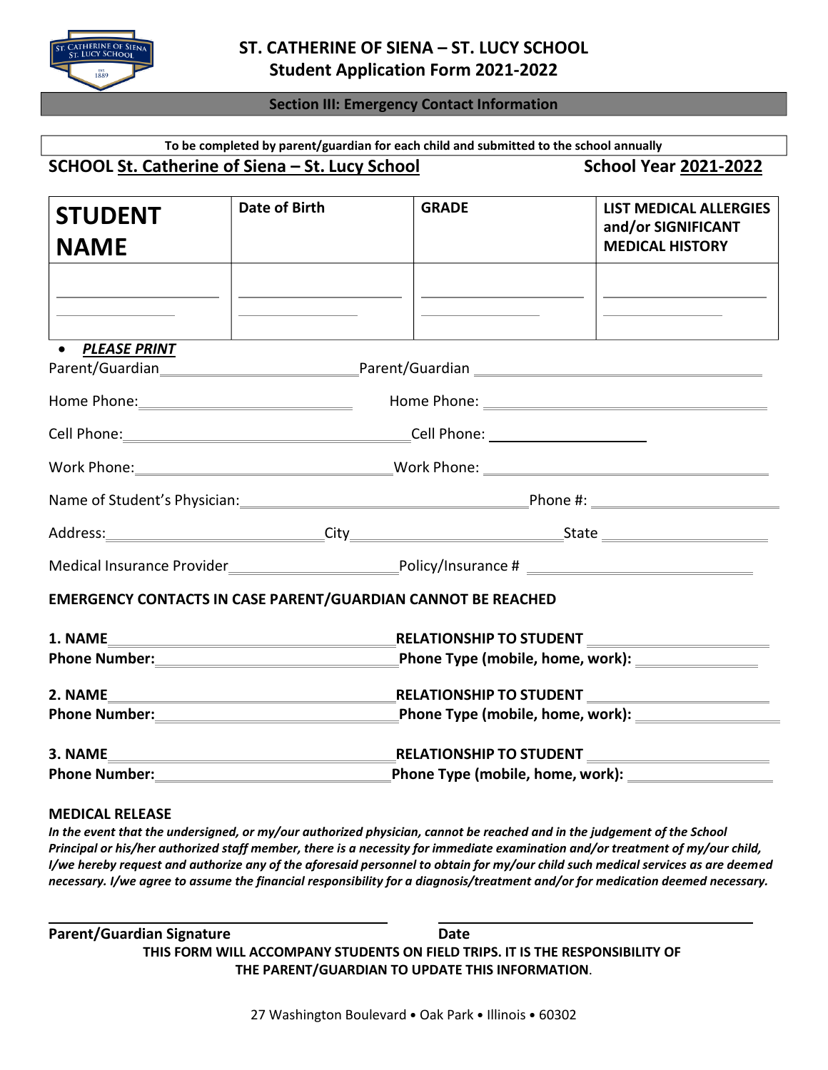# ST. CATHERINE OF SIENA – ST. LUCY SCHOOL
## Student Application Form 2021-2022

### Section III: Emergency Contact Information

**To be completed by parent/guardian for each child and submitted to the school annually**

**SCHOOL St. Catherine of Siena – St. Lucy School** **School Year 2021-2022**

| STUDENT NAME | Date of Birth | GRADE | LIST MEDICAL ALLERGIES and/or SIGNIFICANT MEDICAL HISTORY |
|---|---|---|---|
| | | | |

- ***PLEASE PRINT***

Parent/Guardian\_\_\_\_\_\_\_\_\_\_\_\_\_\_\_\_\_\_\_\_ Parent/Guardian \_\_\_\_\_\_\_\_\_\_\_\_\_\_\_\_\_\_\_\_

Home Phone:\_\_\_\_\_\_\_\_\_\_\_\_\_\_\_\_\_\_\_\_ Home Phone: \_\_\_\_\_\_\_\_\_\_\_\_\_\_\_\_\_\_\_\_

Cell Phone:\_\_\_\_\_\_\_\_\_\_\_\_\_\_\_\_\_\_\_\_ Cell Phone: \_\_\_\_\_\_\_\_\_\_\_\_\_\_\_\_\_\_\_\_

Work Phone:\_\_\_\_\_\_\_\_\_\_\_\_\_\_\_\_\_\_\_\_ Work Phone: \_\_\_\_\_\_\_\_\_\_\_\_\_\_\_\_\_\_\_\_

Name of Student's Physician:\_\_\_\_\_\_\_\_\_\_\_\_\_\_\_\_\_\_\_\_ Phone #: \_\_\_\_\_\_\_\_\_\_\_\_\_\_\_\_\_\_\_\_

Address:\_\_\_\_\_\_\_\_\_\_\_\_\_\_\_\_\_\_\_\_ City\_\_\_\_\_\_\_\_\_\_\_\_\_\_\_\_\_\_\_\_ State \_\_\_\_\_\_\_\_\_\_\_\_\_\_\_\_\_\_\_\_

Medical Insurance Provider\_\_\_\_\_\_\_\_\_\_\_\_\_\_\_\_\_\_\_\_ Policy/Insurance # \_\_\_\_\_\_\_\_\_\_\_\_\_\_\_\_\_\_\_\_

**EMERGENCY CONTACTS IN CASE PARENT/GUARDIAN CANNOT BE REACHED**

**1. NAME**\_\_\_\_\_\_\_\_\_\_\_\_\_\_\_\_\_\_\_\_ **RELATIONSHIP TO STUDENT** \_\_\_\_\_\_\_\_\_\_\_\_\_\_\_\_\_\_\_\_
**Phone Number:**\_\_\_\_\_\_\_\_\_\_\_\_\_\_\_\_\_\_\_\_ **Phone Type (mobile, home, work):** \_\_\_\_\_\_\_\_\_\_\_\_\_\_\_\_\_\_\_\_

**2. NAME**\_\_\_\_\_\_\_\_\_\_\_\_\_\_\_\_\_\_\_\_ **RELATIONSHIP TO STUDENT** \_\_\_\_\_\_\_\_\_\_\_\_\_\_\_\_\_\_\_\_
**Phone Number:**\_\_\_\_\_\_\_\_\_\_\_\_\_\_\_\_\_\_\_\_ **Phone Type (mobile, home, work):** \_\_\_\_\_\_\_\_\_\_\_\_\_\_\_\_\_\_\_\_

**3. NAME**\_\_\_\_\_\_\_\_\_\_\_\_\_\_\_\_\_\_\_\_ **RELATIONSHIP TO STUDENT** \_\_\_\_\_\_\_\_\_\_\_\_\_\_\_\_\_\_\_\_
**Phone Number:**\_\_\_\_\_\_\_\_\_\_\_\_\_\_\_\_\_\_\_\_ **Phone Type (mobile, home, work):** \_\_\_\_\_\_\_\_\_\_\_\_\_\_\_\_\_\_\_\_

**MEDICAL RELEASE**

***In the event that the undersigned, or my/our authorized physician, cannot be reached and in the judgement of the School Principal or his/her authorized staff member, there is a necessity for immediate examination and/or treatment of my/our child, I/we hereby request and authorize any of the aforesaid personnel to obtain for my/our child such medical services as are deemed necessary. I/we agree to assume the financial responsibility for a diagnosis/treatment and/or for medication deemed necessary.***

\_\_\_\_\_\_\_\_\_\_\_\_\_\_\_\_\_\_\_\_\_\_\_\_\_\_\_\_\_\_\_\_\_\_\_\_\_\_\_\_ \_\_\_\_\_\_\_\_\_\_\_\_\_\_\_\_\_\_\_\_\_\_\_\_\_\_\_\_\_\_\_\_\_\_\_\_\_\_\_\_
**Parent/Guardian Signature** **Date**

**THIS FORM WILL ACCOMPANY STUDENTS ON FIELD TRIPS. IT IS THE RESPONSIBILITY OF THE PARENT/GUARDIAN TO UPDATE THIS INFORMATION**.

27 Washington Boulevard • Oak Park • Illinois • 60302